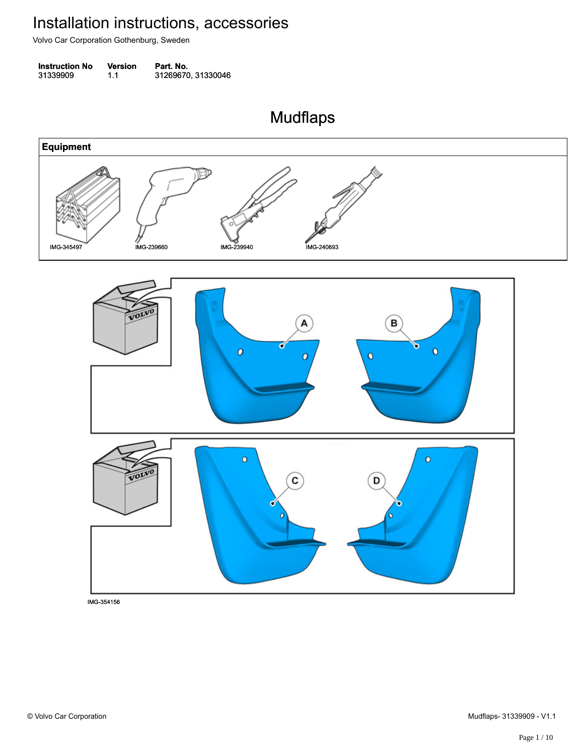# Installation instructions, accessories

Volvo Car Corporation Gothenburg, Sweden

| Instruction No | Version | Part. No. |
| --- | --- | --- |
| 31339909 | 1.1 | 31269670, 31330046 |

## Mudflaps

| Equipment |
| --- |
| IMG-345497 IMG-239660 IMG-239940 IMG-240693 |

A B C D

IMG-354156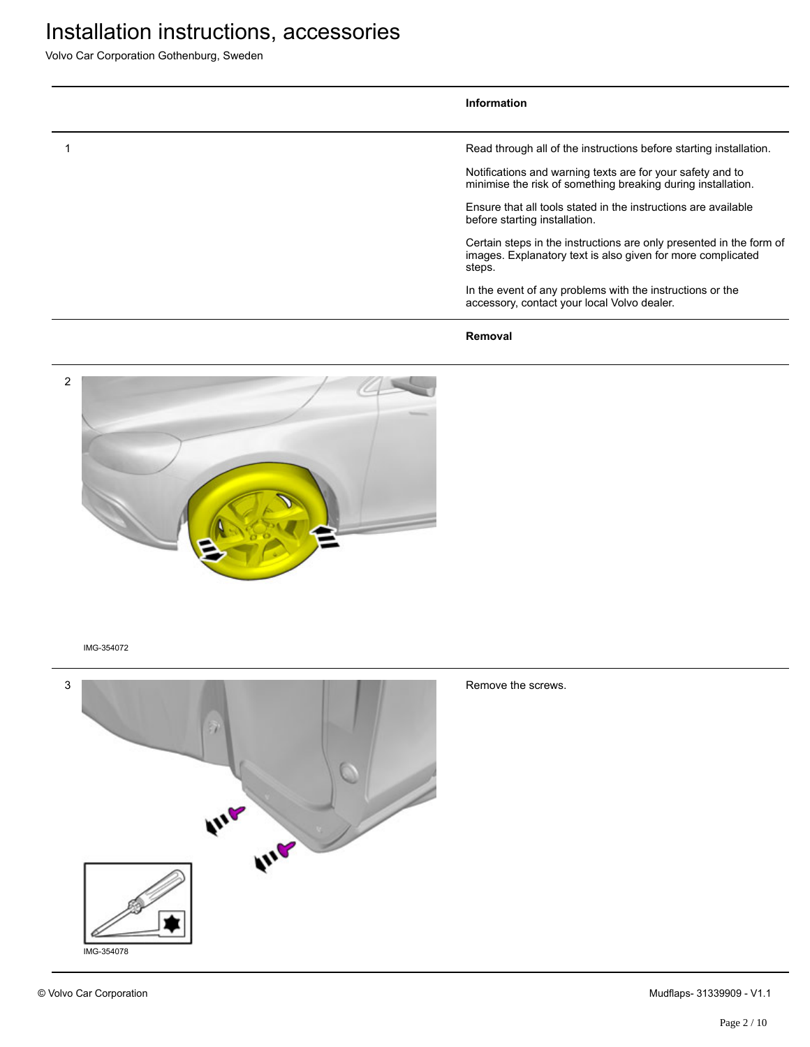| | Information |
|---|---|
| 1 | Read through all of the instructions before starting installation.<br><br>Notifications and warning texts are for your safety and to minimise the risk of something breaking during installation.<br><br>Ensure that all tools stated in the instructions are available before starting installation.<br><br>Certain steps in the instructions are only presented in the form of images. Explanatory text is also given for more complicated steps.<br><br>In the event of any problems with the instructions or the accessory, contact your local Volvo dealer. |
| | **Removal** |
| 2<br><br>IMG-354072 | |
| 3<br><br>IMG-354078 | Remove the screws. |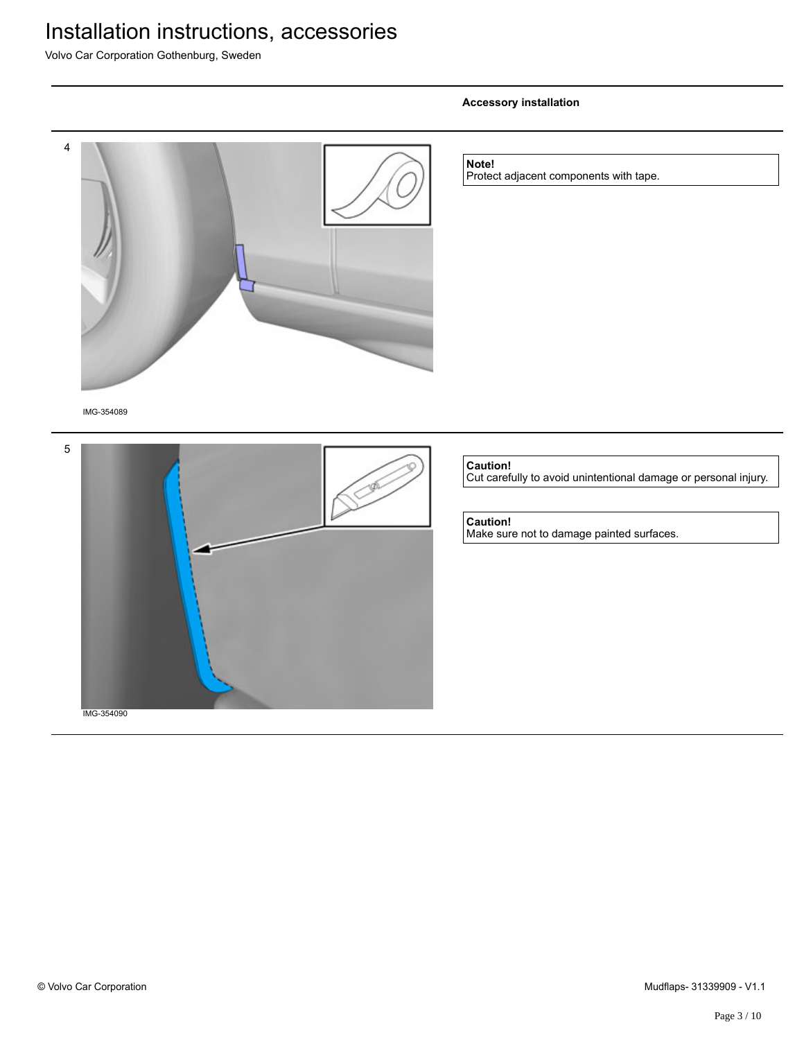**Accessory installation**

4

IMG-354089

**Note!**
Protect adjacent components with tape.

5

IMG-354090

**Caution!**
Cut carefully to avoid unintentional damage or personal injury.

**Caution!**
Make sure not to damage painted surfaces.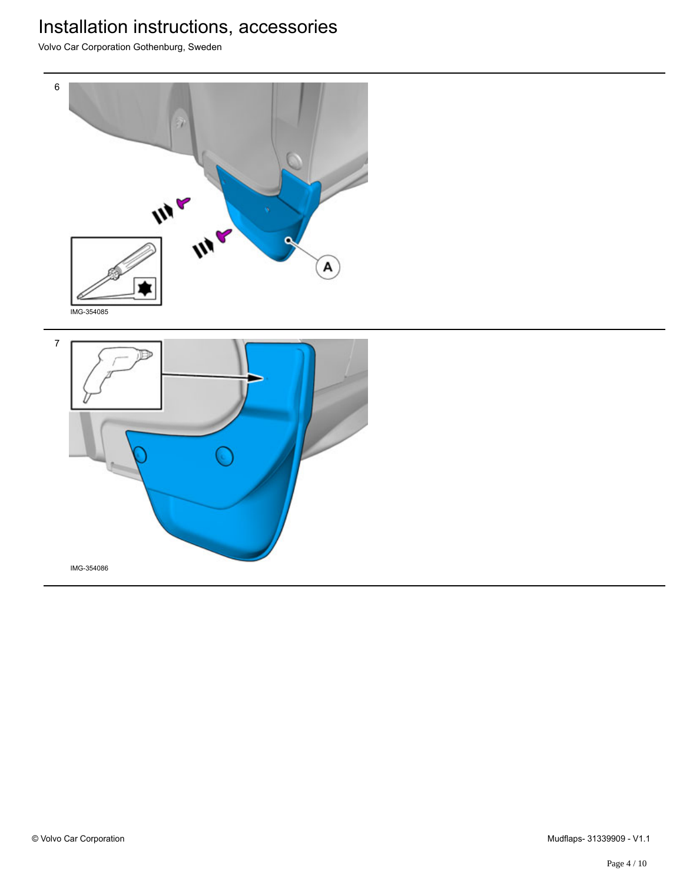# Installation instructions, accessories

Volvo Car Corporation Gothenburg, Sweden

6

A

IMG-354085

7

IMG-354086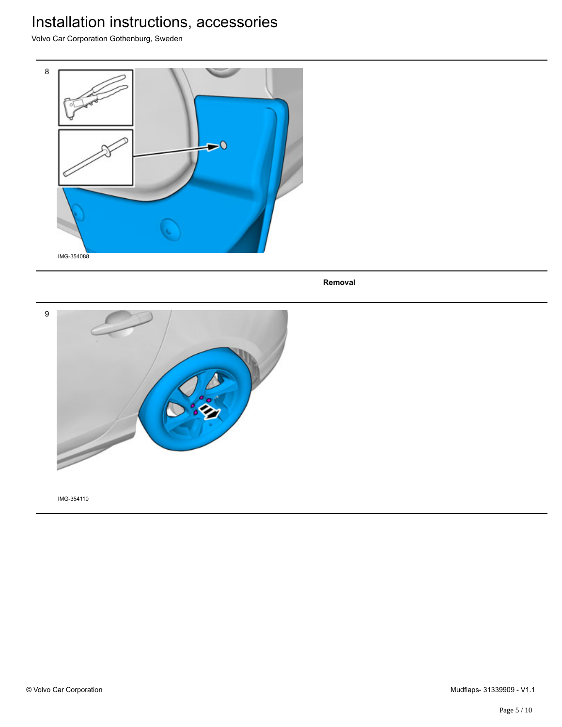8

IMG-354088

**Removal**

9

IMG-354110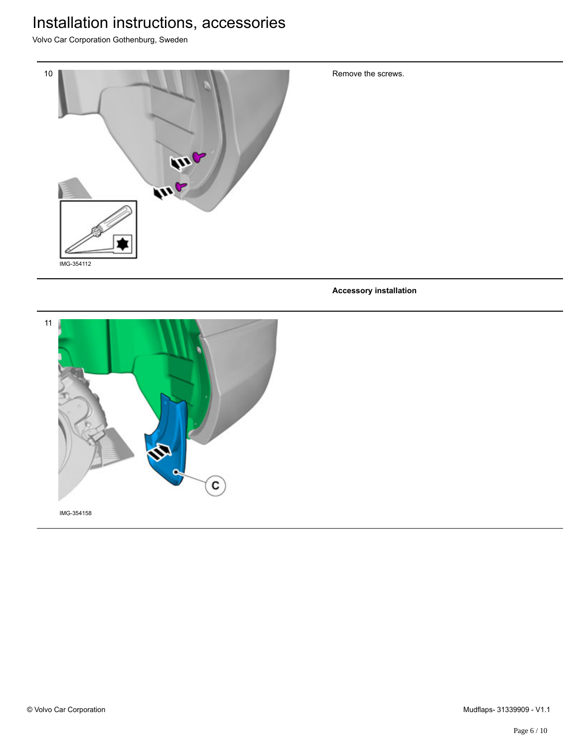10

IMG-354112

Remove the screws.

**Accessory installation**

11

IMG-354158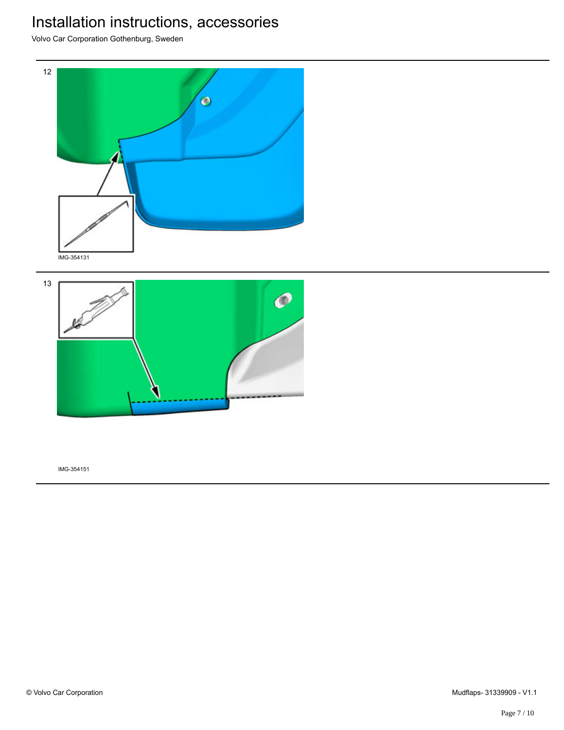12

IMG-354131

13

IMG-354151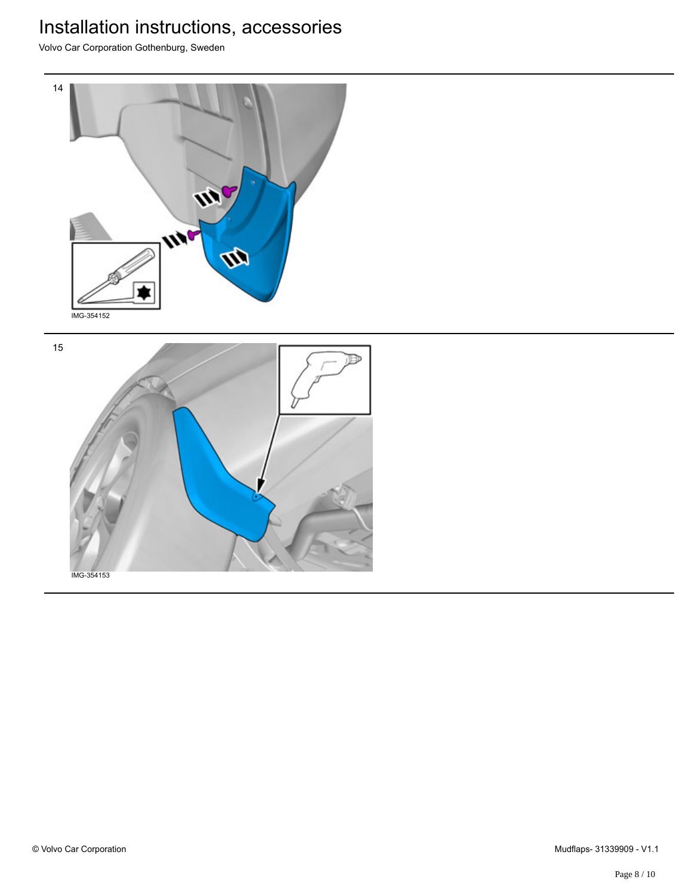14

IMG-354152

15

IMG-354153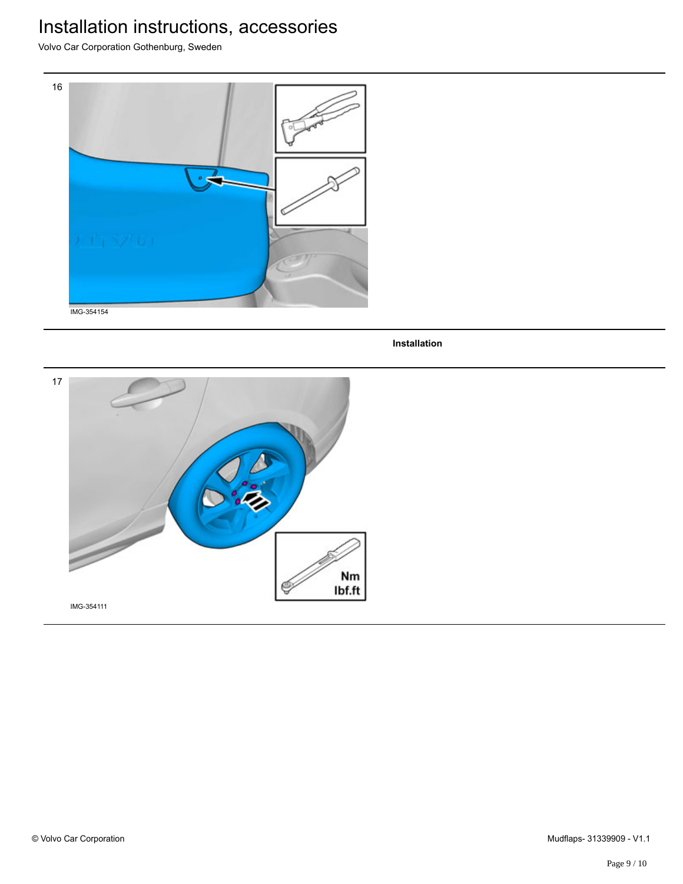16

IMG-354154

**Installation**

17

IMG-354111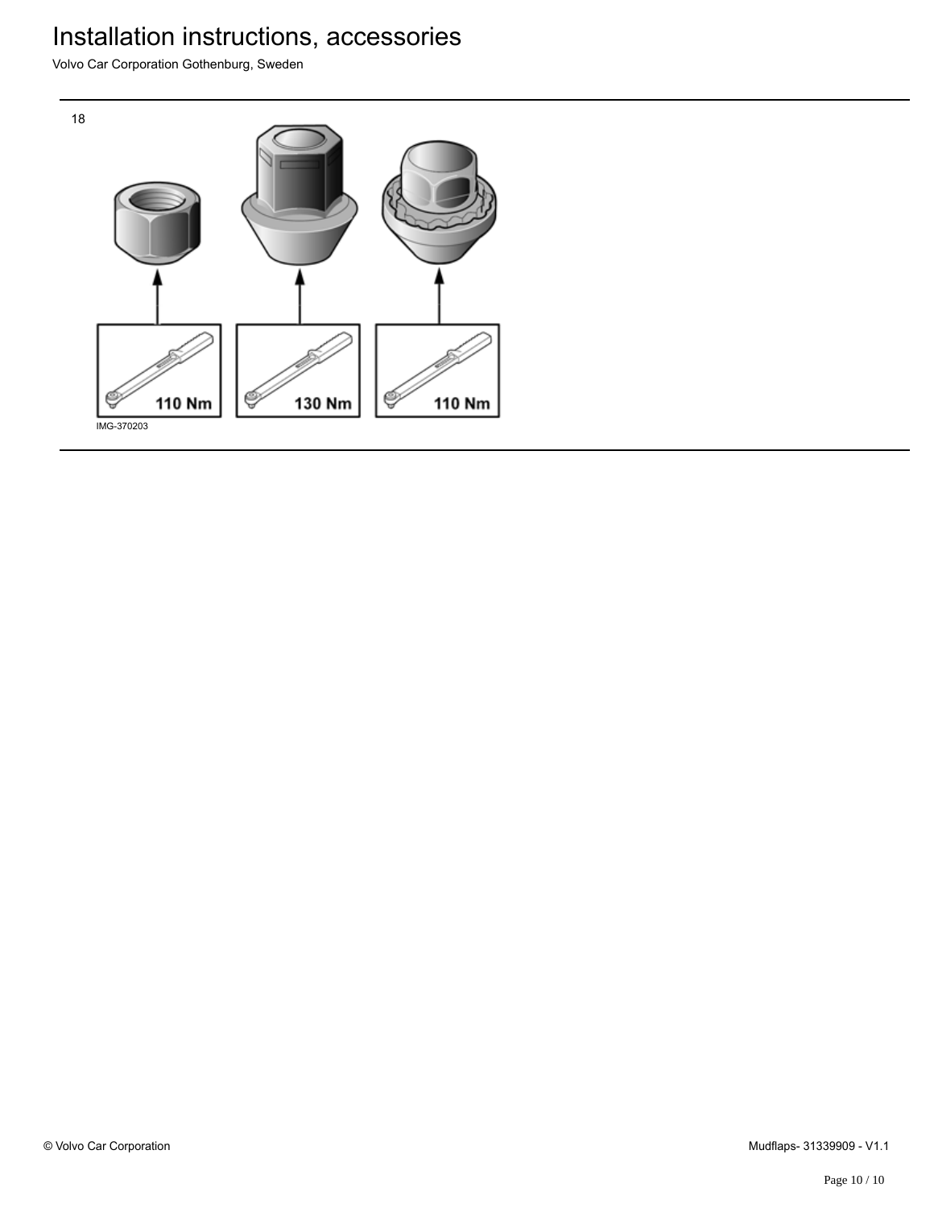18

110 Nm

130 Nm

110 Nm

IMG-370203